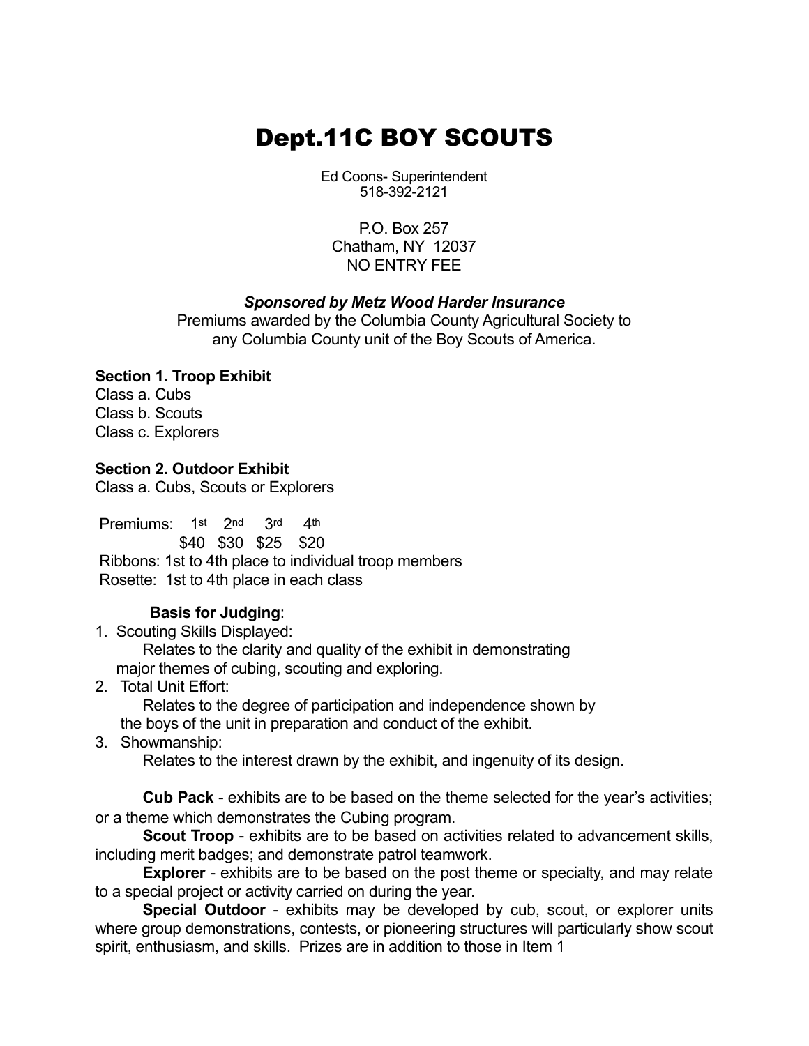# Dept.11C BOY SCOUTS

Ed Coons- Superintendent
518-392-2121

P.O. Box 257
Chatham, NY 12037
NO ENTRY FEE

***Sponsored by Metz Wood Harder Insurance***

Premiums awarded by the Columbia County Agricultural Society to any Columbia County unit of the Boy Scouts of America.

**Section 1. Troop Exhibit**

Class a. Cubs
Class b. Scouts
Class c. Explorers

**Section 2. Outdoor Exhibit**

Class a. Cubs, Scouts or Explorers

| Premiums: | 1st | 2nd | 3rd | 4th |
|---|---|---|---|---|
| | $40 | $30 | $25 | $20 |

Ribbons: 1st to 4th place to individual troop members
Rosette: 1st to 4th place in each class

**Basis for Judging**:

1. Scouting Skills Displayed:
   Relates to the clarity and quality of the exhibit in demonstrating major themes of cubing, scouting and exploring.
2. Total Unit Effort:
   Relates to the degree of participation and independence shown by the boys of the unit in preparation and conduct of the exhibit.
3. Showmanship:
   Relates to the interest drawn by the exhibit, and ingenuity of its design.

**Cub Pack** - exhibits are to be based on the theme selected for the year's activities; or a theme which demonstrates the Cubing program.

**Scout Troop** - exhibits are to be based on activities related to advancement skills, including merit badges; and demonstrate patrol teamwork.

**Explorer** - exhibits are to be based on the post theme or specialty, and may relate to a special project or activity carried on during the year.

**Special Outdoor** - exhibits may be developed by cub, scout, or explorer units where group demonstrations, contests, or pioneering structures will particularly show scout spirit, enthusiasm, and skills. Prizes are in addition to those in Item 1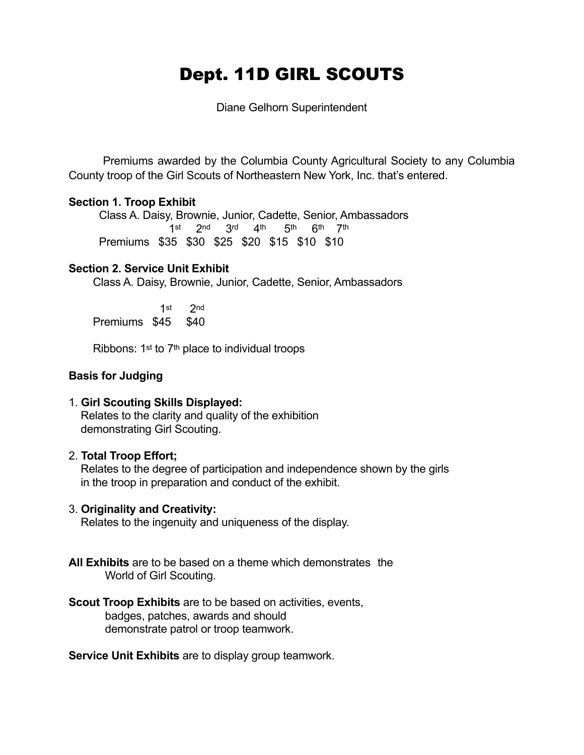# Dept. 11D GIRL SCOUTS

Diane Gelhorn Superintendent

Premiums awarded by the Columbia County Agricultural Society to any Columbia County troop of the Girl Scouts of Northeastern New York, Inc. that's entered.

**Section 1. Troop Exhibit**

Class A. Daisy, Brownie, Junior, Cadette, Senior, Ambassadors

| | 1st | 2nd | 3rd | 4th | 5th | 6th | 7th |
|---|---|---|---|---|---|---|---|
| Premiums | $35 | $30 | $25 | $20 | $15 | $10 | $10 |

**Section 2. Service Unit Exhibit**

Class A. Daisy, Brownie, Junior, Cadette, Senior, Ambassadors

| | 1st | 2nd |
|---|---|---|
| Premiums | $45 | $40 |

Ribbons: 1st to 7th place to individual troops

**Basis for Judging**

1. **Girl Scouting Skills Displayed:**
   Relates to the clarity and quality of the exhibition demonstrating Girl Scouting.

2. **Total Troop Effort;**
   Relates to the degree of participation and independence shown by the girls in the troop in preparation and conduct of the exhibit.

3. **Originality and Creativity:**
   Relates to the ingenuity and uniqueness of the display.

**All Exhibits** are to be based on a theme which demonstrates the World of Girl Scouting.

**Scout Troop Exhibits** are to be based on activities, events, badges, patches, awards and should demonstrate patrol or troop teamwork.

**Service Unit Exhibits** are to display group teamwork.